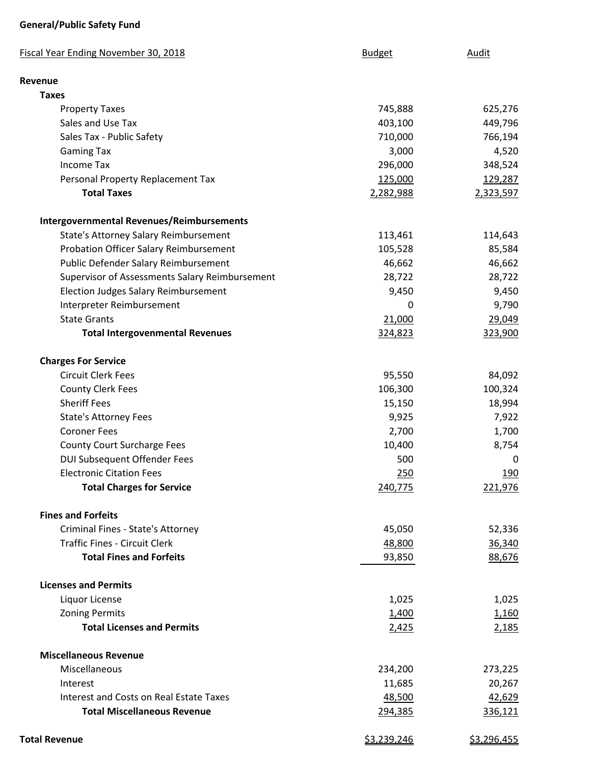**General/Public Safety Fund**

| Fiscal Year Ending November 30, 2018 | Budget | Audit |
|---|---|---|
| **Revenue** | | |
| **Taxes** | | |
| Property Taxes | 745,888 | 625,276 |
| Sales and Use Tax | 403,100 | 449,796 |
| Sales Tax - Public Safety | 710,000 | 766,194 |
| Gaming Tax | 3,000 | 4,520 |
| Income Tax | 296,000 | 348,524 |
| Personal Property Replacement Tax | 125,000 | 129,287 |
| **Total Taxes** | 2,282,988 | 2,323,597 |
| | | |
| **Intergovernmental Revenues/Reimbursements** | | |
| State's Attorney Salary Reimbursement | 113,461 | 114,643 |
| Probation Officer Salary Reimbursement | 105,528 | 85,584 |
| Public Defender Salary Reimbursement | 46,662 | 46,662 |
| Supervisor of Assessments Salary Reimbursement | 28,722 | 28,722 |
| Election Judges Salary Reimbursement | 9,450 | 9,450 |
| Interpreter Reimbursement | 0 | 9,790 |
| State Grants | 21,000 | 29,049 |
| **Total Intergovenmental Revenues** | 324,823 | 323,900 |
| | | |
| **Charges For Service** | | |
| Circuit Clerk Fees | 95,550 | 84,092 |
| County Clerk Fees | 106,300 | 100,324 |
| Sheriff Fees | 15,150 | 18,994 |
| State's Attorney Fees | 9,925 | 7,922 |
| Coroner Fees | 2,700 | 1,700 |
| County Court Surcharge Fees | 10,400 | 8,754 |
| DUI Subsequent Offender Fees | 500 | 0 |
| Electronic Citation Fees | 250 | 190 |
| **Total Charges for Service** | 240,775 | 221,976 |
| | | |
| **Fines and Forfeits** | | |
| Criminal Fines - State's Attorney | 45,050 | 52,336 |
| Traffic Fines - Circuit Clerk | 48,800 | 36,340 |
| **Total Fines and Forfeits** | 93,850 | 88,676 |
| | | |
| **Licenses and Permits** | | |
| Liquor License | 1,025 | 1,025 |
| Zoning Permits | 1,400 | 1,160 |
| **Total Licenses and Permits** | 2,425 | 2,185 |
| | | |
| **Miscellaneous Revenue** | | |
| Miscellaneous | 234,200 | 273,225 |
| Interest | 11,685 | 20,267 |
| Interest and Costs on Real Estate Taxes | 48,500 | 42,629 |
| **Total Miscellaneous Revenue** | 294,385 | 336,121 |
| | | |
| **Total Revenue** | $3,239,246 | $3,296,455 |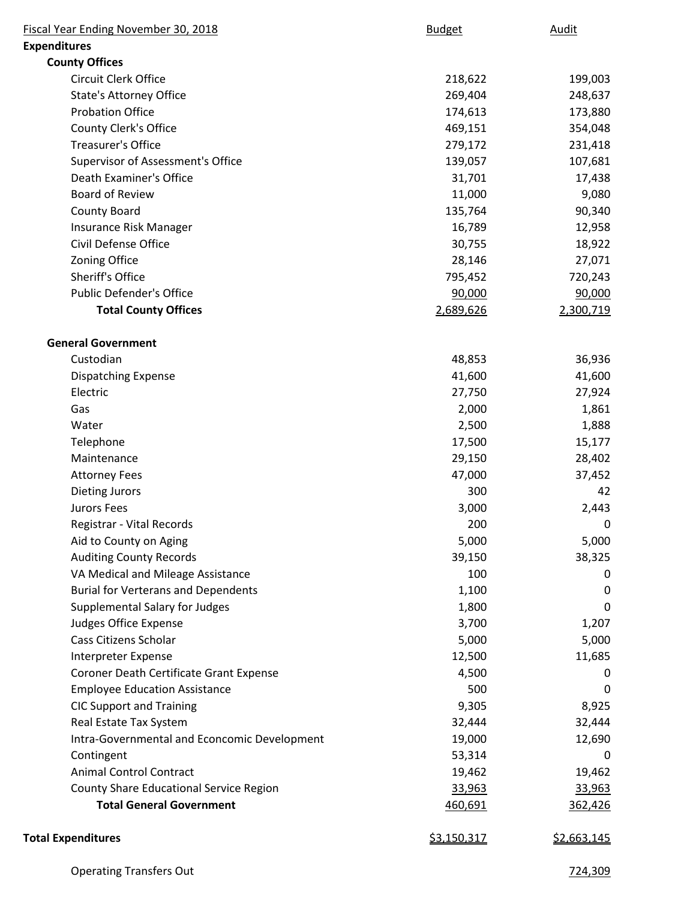| Fiscal Year Ending November 30, 2018 | Budget | Audit |
|---|---|---|
| **Expenditures** | | |
| **County Offices** | | |
| Circuit Clerk Office | 218,622 | 199,003 |
| State's Attorney Office | 269,404 | 248,637 |
| Probation Office | 174,613 | 173,880 |
| County Clerk's Office | 469,151 | 354,048 |
| Treasurer's Office | 279,172 | 231,418 |
| Supervisor of Assessment's Office | 139,057 | 107,681 |
| Death Examiner's Office | 31,701 | 17,438 |
| Board of Review | 11,000 | 9,080 |
| County Board | 135,764 | 90,340 |
| Insurance Risk Manager | 16,789 | 12,958 |
| Civil Defense Office | 30,755 | 18,922 |
| Zoning Office | 28,146 | 27,071 |
| Sheriff's Office | 795,452 | 720,243 |
| Public Defender's Office | 90,000 | 90,000 |
| **Total County Offices** | 2,689,626 | 2,300,719 |
| | | |
| **General Government** | | |
| Custodian | 48,853 | 36,936 |
| Dispatching Expense | 41,600 | 41,600 |
| Electric | 27,750 | 27,924 |
| Gas | 2,000 | 1,861 |
| Water | 2,500 | 1,888 |
| Telephone | 17,500 | 15,177 |
| Maintenance | 29,150 | 28,402 |
| Attorney Fees | 47,000 | 37,452 |
| Dieting Jurors | 300 | 42 |
| Jurors Fees | 3,000 | 2,443 |
| Registrar - Vital Records | 200 | 0 |
| Aid to County on Aging | 5,000 | 5,000 |
| Auditing County Records | 39,150 | 38,325 |
| VA Medical and Mileage Assistance | 100 | 0 |
| Burial for Verterans and Dependents | 1,100 | 0 |
| Supplemental Salary for Judges | 1,800 | 0 |
| Judges Office Expense | 3,700 | 1,207 |
| Cass Citizens Scholar | 5,000 | 5,000 |
| Interpreter Expense | 12,500 | 11,685 |
| Coroner Death Certificate Grant Expense | 4,500 | 0 |
| Employee Education Assistance | 500 | 0 |
| CIC Support and Training | 9,305 | 8,925 |
| Real Estate Tax System | 32,444 | 32,444 |
| Intra-Governmental and Econcomic Development | 19,000 | 12,690 |
| Contingent | 53,314 | 0 |
| Animal Control Contract | 19,462 | 19,462 |
| County Share Educational Service Region | 33,963 | 33,963 |
| **Total General Government** | 460,691 | 362,426 |
| | | |
| **Total Expenditures** | $3,150,317 | $2,663,145 |
| | | |
| Operating Transfers Out | | 724,309 |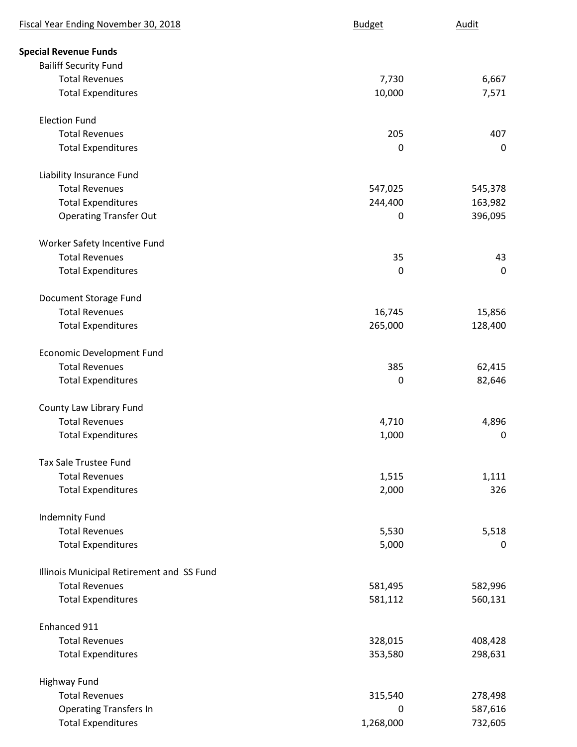| Fiscal Year Ending November 30, 2018 | Budget | Audit |
|---|---|---|
| **Special Revenue Funds** | | |
| Bailiff Security Fund | | |
| Total Revenues | 7,730 | 6,667 |
| Total Expenditures | 10,000 | 7,571 |
| | | |
| Election Fund | | |
| Total Revenues | 205 | 407 |
| Total Expenditures | 0 | 0 |
| | | |
| Liability Insurance Fund | | |
| Total Revenues | 547,025 | 545,378 |
| Total Expenditures | 244,400 | 163,982 |
| Operating Transfer Out | 0 | 396,095 |
| | | |
| Worker Safety Incentive Fund | | |
| Total Revenues | 35 | 43 |
| Total Expenditures | 0 | 0 |
| | | |
| Document Storage Fund | | |
| Total Revenues | 16,745 | 15,856 |
| Total Expenditures | 265,000 | 128,400 |
| | | |
| Economic Development Fund | | |
| Total Revenues | 385 | 62,415 |
| Total Expenditures | 0 | 82,646 |
| | | |
| County Law Library Fund | | |
| Total Revenues | 4,710 | 4,896 |
| Total Expenditures | 1,000 | 0 |
| | | |
| Tax Sale Trustee Fund | | |
| Total Revenues | 1,515 | 1,111 |
| Total Expenditures | 2,000 | 326 |
| | | |
| Indemnity Fund | | |
| Total Revenues | 5,530 | 5,518 |
| Total Expenditures | 5,000 | 0 |
| | | |
| Illinois Municipal Retirement and SS Fund | | |
| Total Revenues | 581,495 | 582,996 |
| Total Expenditures | 581,112 | 560,131 |
| | | |
| Enhanced 911 | | |
| Total Revenues | 328,015 | 408,428 |
| Total Expenditures | 353,580 | 298,631 |
| | | |
| Highway Fund | | |
| Total Revenues | 315,540 | 278,498 |
| Operating Transfers In | 0 | 587,616 |
| Total Expenditures | 1,268,000 | 732,605 |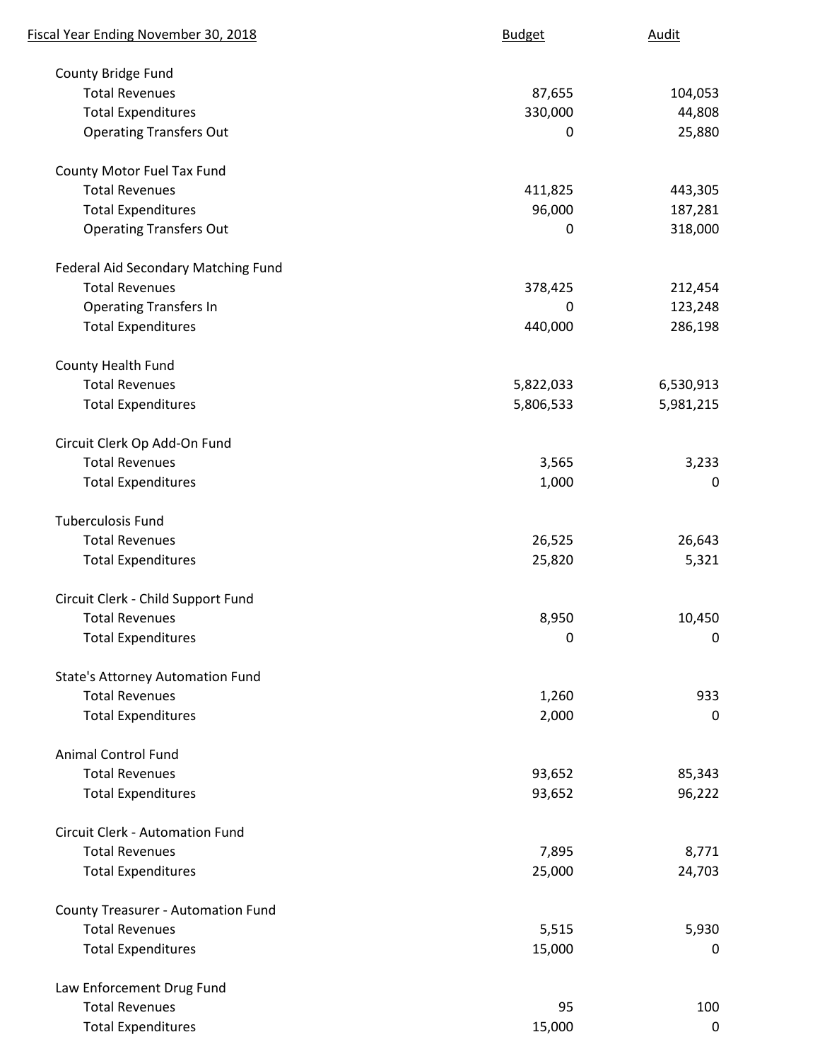| Fiscal Year Ending November 30, 2018 | Budget | Audit |
|---|---|---|
| **County Bridge Fund** | | |
| Total Revenues | 87,655 | 104,053 |
| Total Expenditures | 330,000 | 44,808 |
| Operating Transfers Out | 0 | 25,880 |
| **County Motor Fuel Tax Fund** | | |
| Total Revenues | 411,825 | 443,305 |
| Total Expenditures | 96,000 | 187,281 |
| Operating Transfers Out | 0 | 318,000 |
| **Federal Aid Secondary Matching Fund** | | |
| Total Revenues | 378,425 | 212,454 |
| Operating Transfers In | 0 | 123,248 |
| Total Expenditures | 440,000 | 286,198 |
| **County Health Fund** | | |
| Total Revenues | 5,822,033 | 6,530,913 |
| Total Expenditures | 5,806,533 | 5,981,215 |
| **Circuit Clerk Op Add-On Fund** | | |
| Total Revenues | 3,565 | 3,233 |
| Total Expenditures | 1,000 | 0 |
| **Tuberculosis Fund** | | |
| Total Revenues | 26,525 | 26,643 |
| Total Expenditures | 25,820 | 5,321 |
| **Circuit Clerk - Child Support Fund** | | |
| Total Revenues | 8,950 | 10,450 |
| Total Expenditures | 0 | 0 |
| **State's Attorney Automation Fund** | | |
| Total Revenues | 1,260 | 933 |
| Total Expenditures | 2,000 | 0 |
| **Animal Control Fund** | | |
| Total Revenues | 93,652 | 85,343 |
| Total Expenditures | 93,652 | 96,222 |
| **Circuit Clerk - Automation Fund** | | |
| Total Revenues | 7,895 | 8,771 |
| Total Expenditures | 25,000 | 24,703 |
| **County Treasurer - Automation Fund** | | |
| Total Revenues | 5,515 | 5,930 |
| Total Expenditures | 15,000 | 0 |
| **Law Enforcement Drug Fund** | | |
| Total Revenues | 95 | 100 |
| Total Expenditures | 15,000 | 0 |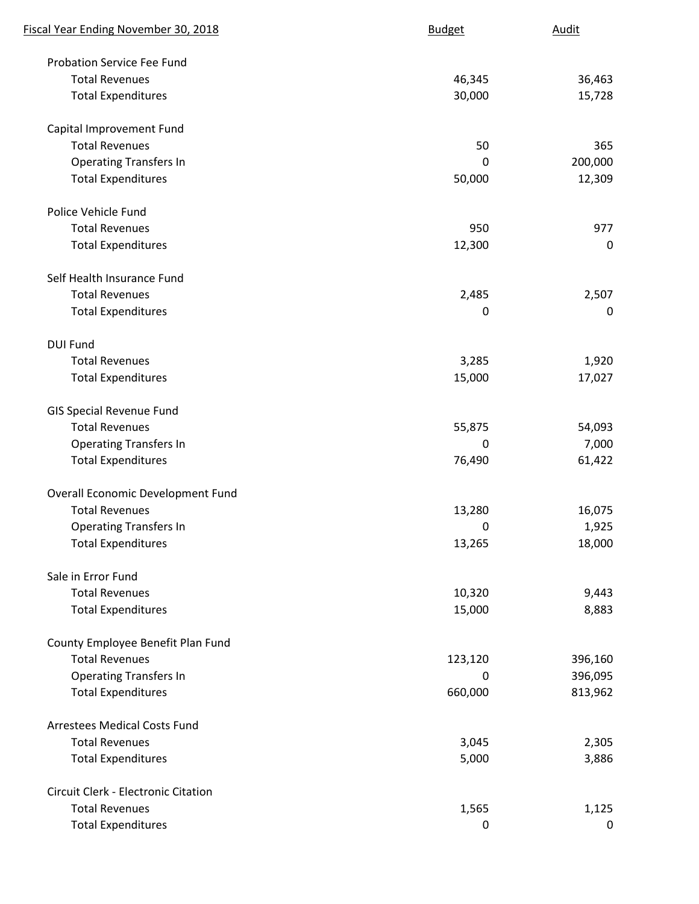| Fiscal Year Ending November 30, 2018 | Budget | Audit |
|---|---|---|
| Probation Service Fee Fund | | |
| Total Revenues | 46,345 | 36,463 |
| Total Expenditures | 30,000 | 15,728 |
| Capital Improvement Fund | | |
| Total Revenues | 50 | 365 |
| Operating Transfers In | 0 | 200,000 |
| Total Expenditures | 50,000 | 12,309 |
| Police Vehicle Fund | | |
| Total Revenues | 950 | 977 |
| Total Expenditures | 12,300 | 0 |
| Self Health Insurance Fund | | |
| Total Revenues | 2,485 | 2,507 |
| Total Expenditures | 0 | 0 |
| DUI Fund | | |
| Total Revenues | 3,285 | 1,920 |
| Total Expenditures | 15,000 | 17,027 |
| GIS Special Revenue Fund | | |
| Total Revenues | 55,875 | 54,093 |
| Operating Transfers In | 0 | 7,000 |
| Total Expenditures | 76,490 | 61,422 |
| Overall Economic Development Fund | | |
| Total Revenues | 13,280 | 16,075 |
| Operating Transfers In | 0 | 1,925 |
| Total Expenditures | 13,265 | 18,000 |
| Sale in Error Fund | | |
| Total Revenues | 10,320 | 9,443 |
| Total Expenditures | 15,000 | 8,883 |
| County Employee Benefit Plan Fund | | |
| Total Revenues | 123,120 | 396,160 |
| Operating Transfers In | 0 | 396,095 |
| Total Expenditures | 660,000 | 813,962 |
| Arrestees Medical Costs Fund | | |
| Total Revenues | 3,045 | 2,305 |
| Total Expenditures | 5,000 | 3,886 |
| Circuit Clerk - Electronic Citation | | |
| Total Revenues | 1,565 | 1,125 |
| Total Expenditures | 0 | 0 |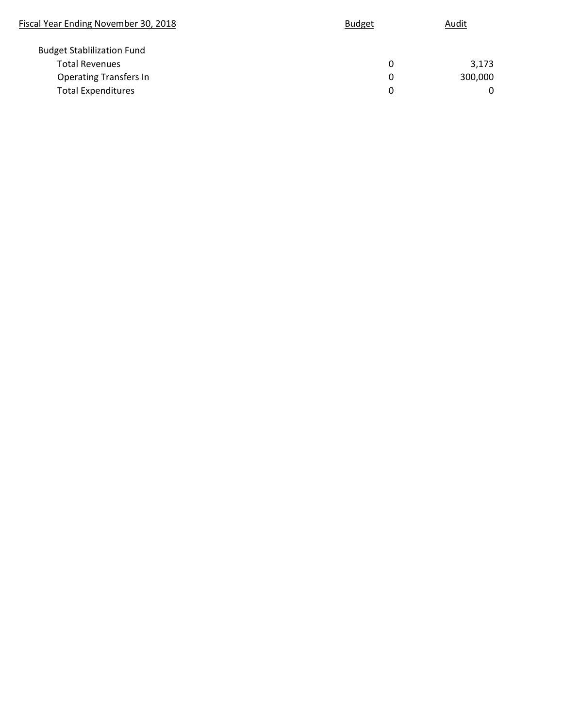| Fiscal Year Ending November 30, 2018 | Budget | Audit |
| --- | --- | --- |
| Budget Stablilization Fund | | |
| Total Revenues | 0 | 3,173 |
| Operating Transfers In | 0 | 300,000 |
| Total Expenditures | 0 | 0 |